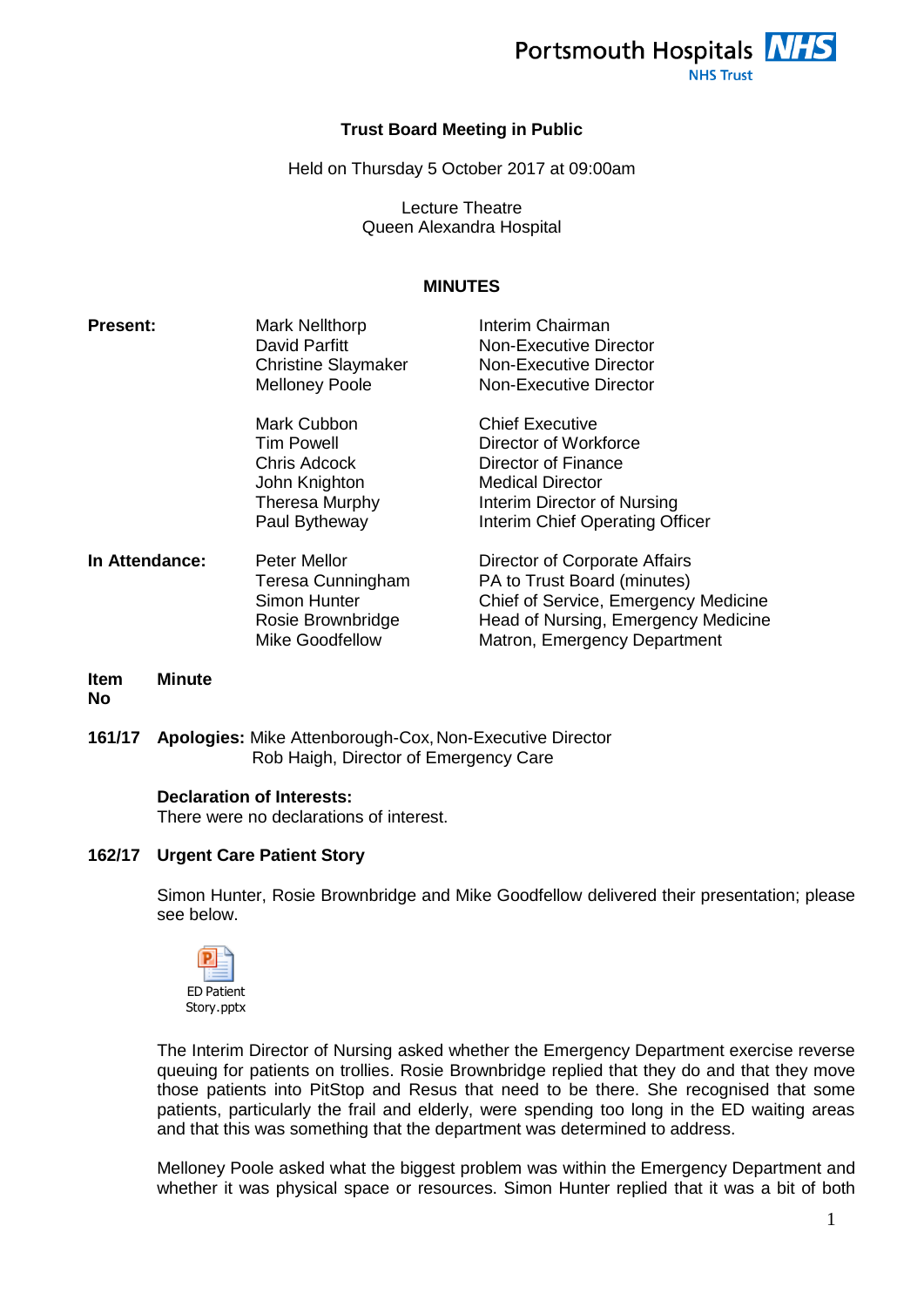# Trust Board Meeting in Public

Held on Thursday 5 October 2017 at 09:00am

Lecture Theatre
Queen Alexandra Hospital

## MINUTES

| | | |
|---|---|---|
| **Present:** | Mark Nellthorp | Interim Chairman |
| | David Parfitt | Non-Executive Director |
| | Christine Slaymaker | Non-Executive Director |
| | Melloney Poole | Non-Executive Director |
| | Mark Cubbon | Chief Executive |
| | Tim Powell | Director of Workforce |
| | Chris Adcock | Director of Finance |
| | John Knighton | Medical Director |
| | Theresa Murphy | Interim Director of Nursing |
| | Paul Bytheway | Interim Chief Operating Officer |
| **In Attendance:** | Peter Mellor | Director of Corporate Affairs |
| | Teresa Cunningham | PA to Trust Board (minutes) |
| | Simon Hunter | Chief of Service, Emergency Medicine |
| | Rosie Brownbridge | Head of Nursing, Emergency Medicine |
| | Mike Goodfellow | Matron, Emergency Department |

| **Item No** | **Minute** |
|---|---|

**161/17** **Apologies:** Mike Attenborough-Cox, Non-Executive Director
Rob Haigh, Director of Emergency Care

**Declaration of Interests:**
There were no declarations of interest.

**162/17** **Urgent Care Patient Story**

Simon Hunter, Rosie Brownbridge and Mike Goodfellow delivered their presentation; please see below.

ED Patient Story.pptx

The Interim Director of Nursing asked whether the Emergency Department exercise reverse queuing for patients on trolleys. Rosie Brownbridge replied that they do and that they move those patients into PitStop and Resus that need to be there. She recognised that some patients, particularly the frail and elderly, were spending too long in the ED waiting areas and that this was something that the department was determined to address.

Melloney Poole asked what the biggest problem was within the Emergency Department and whether it was physical space or resources. Simon Hunter replied that it was a bit of both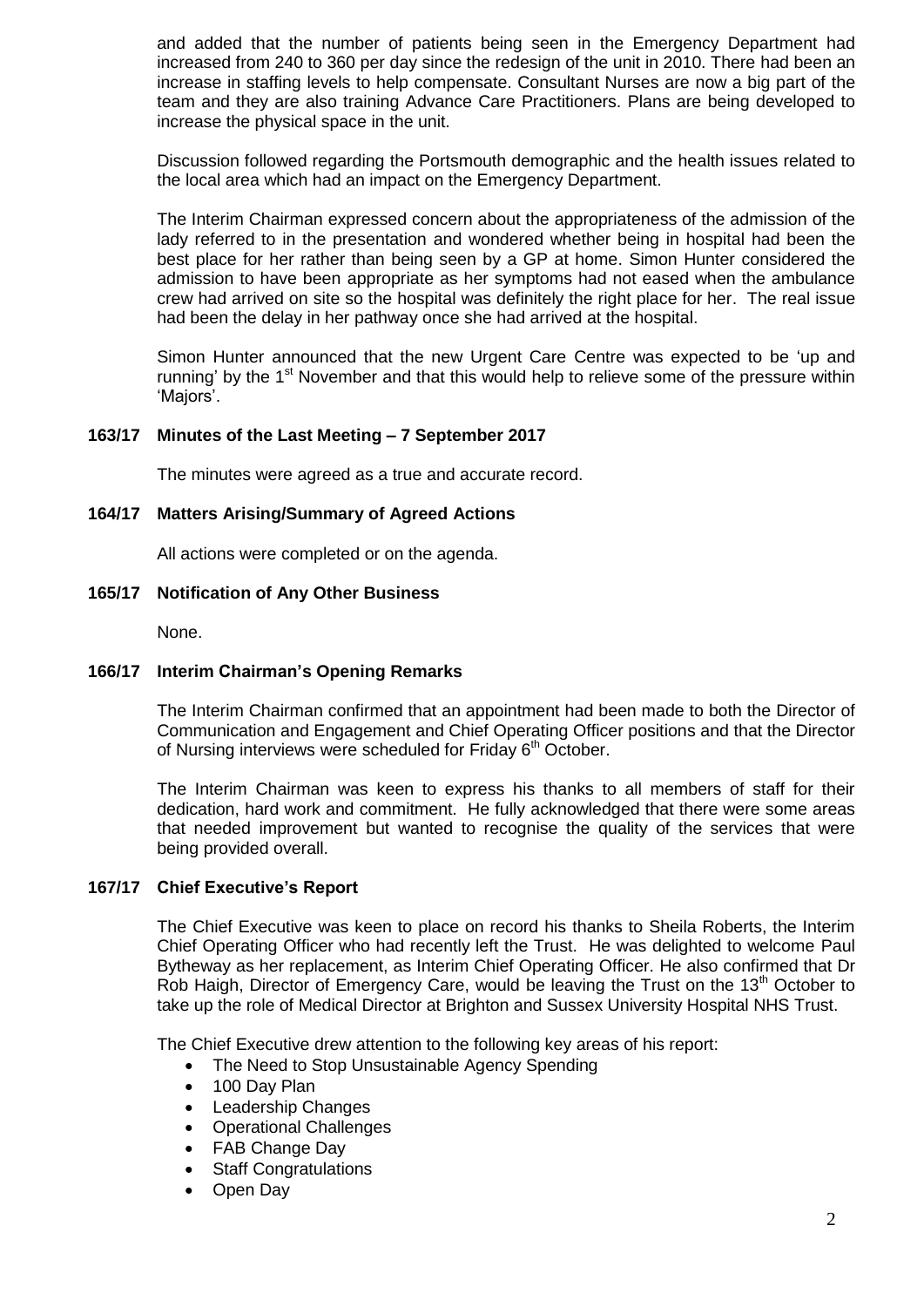and added that the number of patients being seen in the Emergency Department had increased from 240 to 360 per day since the redesign of the unit in 2010. There had been an increase in staffing levels to help compensate. Consultant Nurses are now a big part of the team and they are also training Advance Care Practitioners. Plans are being developed to increase the physical space in the unit.

Discussion followed regarding the Portsmouth demographic and the health issues related to the local area which had an impact on the Emergency Department.

The Interim Chairman expressed concern about the appropriateness of the admission of the lady referred to in the presentation and wondered whether being in hospital had been the best place for her rather than being seen by a GP at home. Simon Hunter considered the admission to have been appropriate as her symptoms had not eased when the ambulance crew had arrived on site so the hospital was definitely the right place for her. The real issue had been the delay in her pathway once she had arrived at the hospital.

Simon Hunter announced that the new Urgent Care Centre was expected to be 'up and running' by the 1st November and that this would help to relieve some of the pressure within 'Majors'.

**163/17 Minutes of the Last Meeting – 7 September 2017**

The minutes were agreed as a true and accurate record.

**164/17 Matters Arising/Summary of Agreed Actions**

All actions were completed or on the agenda.

**165/17 Notification of Any Other Business**

None.

**166/17 Interim Chairman's Opening Remarks**

The Interim Chairman confirmed that an appointment had been made to both the Director of Communication and Engagement and Chief Operating Officer positions and that the Director of Nursing interviews were scheduled for Friday 6th October.

The Interim Chairman was keen to express his thanks to all members of staff for their dedication, hard work and commitment. He fully acknowledged that there were some areas that needed improvement but wanted to recognise the quality of the services that were being provided overall.

**167/17 Chief Executive's Report**

The Chief Executive was keen to place on record his thanks to Sheila Roberts, the Interim Chief Operating Officer who had recently left the Trust. He was delighted to welcome Paul Bytheway as her replacement, as Interim Chief Operating Officer. He also confirmed that Dr Rob Haigh, Director of Emergency Care, would be leaving the Trust on the 13th October to take up the role of Medical Director at Brighton and Sussex University Hospital NHS Trust.

The Chief Executive drew attention to the following key areas of his report:

- The Need to Stop Unsustainable Agency Spending
- 100 Day Plan
- Leadership Changes
- Operational Challenges
- FAB Change Day
- Staff Congratulations
- Open Day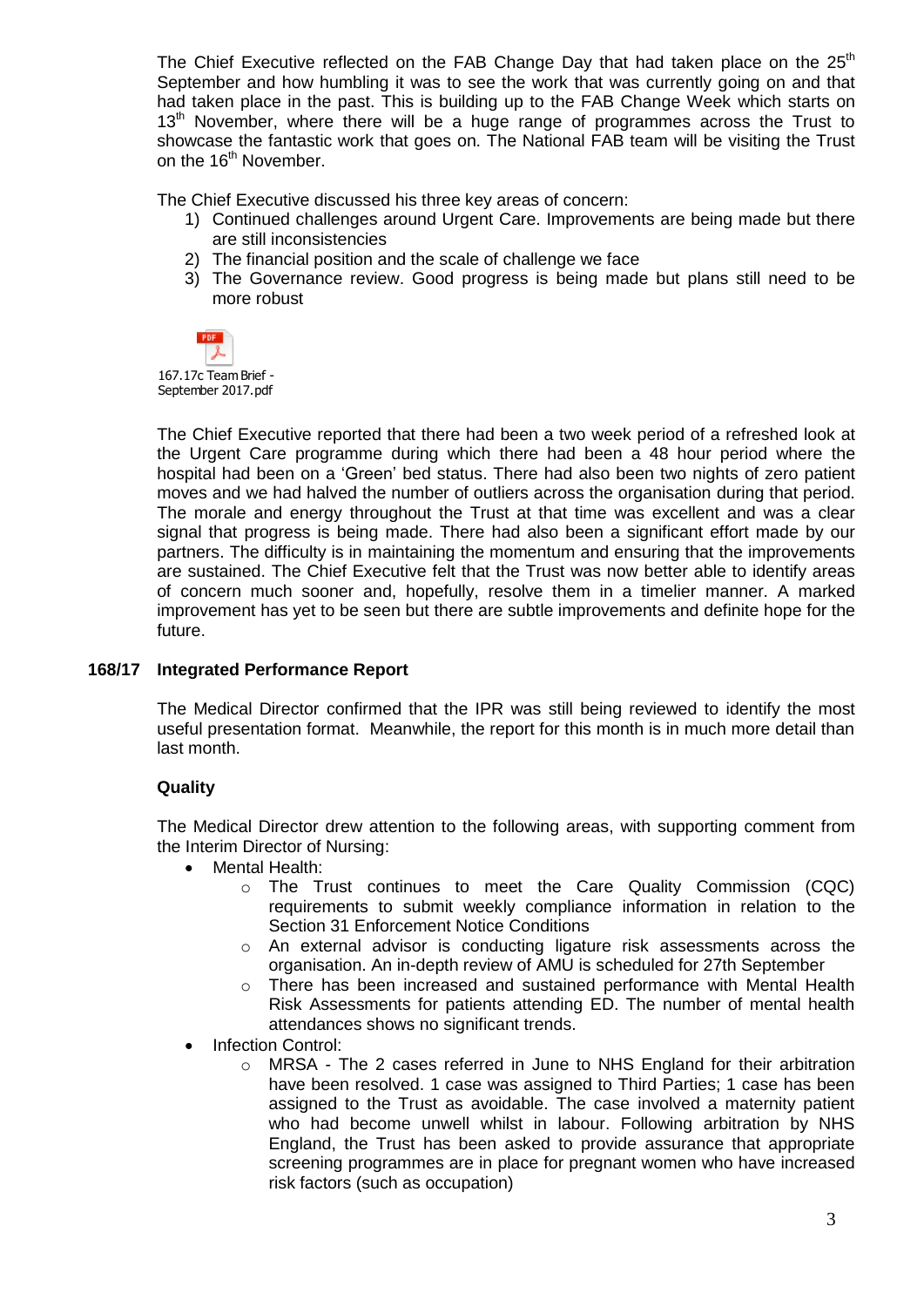The Chief Executive reflected on the FAB Change Day that had taken place on the 25th September and how humbling it was to see the work that was currently going on and that had taken place in the past. This is building up to the FAB Change Week which starts on 13th November, where there will be a huge range of programmes across the Trust to showcase the fantastic work that goes on. The National FAB team will be visiting the Trust on the 16th November.

The Chief Executive discussed his three key areas of concern:

1) Continued challenges around Urgent Care. Improvements are being made but there are still inconsistencies
2) The financial position and the scale of challenge we face
3) The Governance review. Good progress is being made but plans still need to be more robust

167.17c Team Brief - September 2017.pdf

The Chief Executive reported that there had been a two week period of a refreshed look at the Urgent Care programme during which there had been a 48 hour period where the hospital had been on a 'Green' bed status. There had also been two nights of zero patient moves and we had halved the number of outliers across the organisation during that period. The morale and energy throughout the Trust at that time was excellent and was a clear signal that progress is being made. There had also been a significant effort made by our partners. The difficulty is in maintaining the momentum and ensuring that the improvements are sustained. The Chief Executive felt that the Trust was now better able to identify areas of concern much sooner and, hopefully, resolve them in a timelier manner. A marked improvement has yet to be seen but there are subtle improvements and definite hope for the future.

**168/17 Integrated Performance Report**

The Medical Director confirmed that the IPR was still being reviewed to identify the most useful presentation format. Meanwhile, the report for this month is in much more detail than last month.

**Quality**

The Medical Director drew attention to the following areas, with supporting comment from the Interim Director of Nursing:

- Mental Health:
  - The Trust continues to meet the Care Quality Commission (CQC) requirements to submit weekly compliance information in relation to the Section 31 Enforcement Notice Conditions
  - An external advisor is conducting ligature risk assessments across the organisation. An in-depth review of AMU is scheduled for 27th September
  - There has been increased and sustained performance with Mental Health Risk Assessments for patients attending ED. The number of mental health attendances shows no significant trends.
- Infection Control:
  - MRSA - The 2 cases referred in June to NHS England for their arbitration have been resolved. 1 case was assigned to Third Parties; 1 case has been assigned to the Trust as avoidable. The case involved a maternity patient who had become unwell whilst in labour. Following arbitration by NHS England, the Trust has been asked to provide assurance that appropriate screening programmes are in place for pregnant women who have increased risk factors (such as occupation)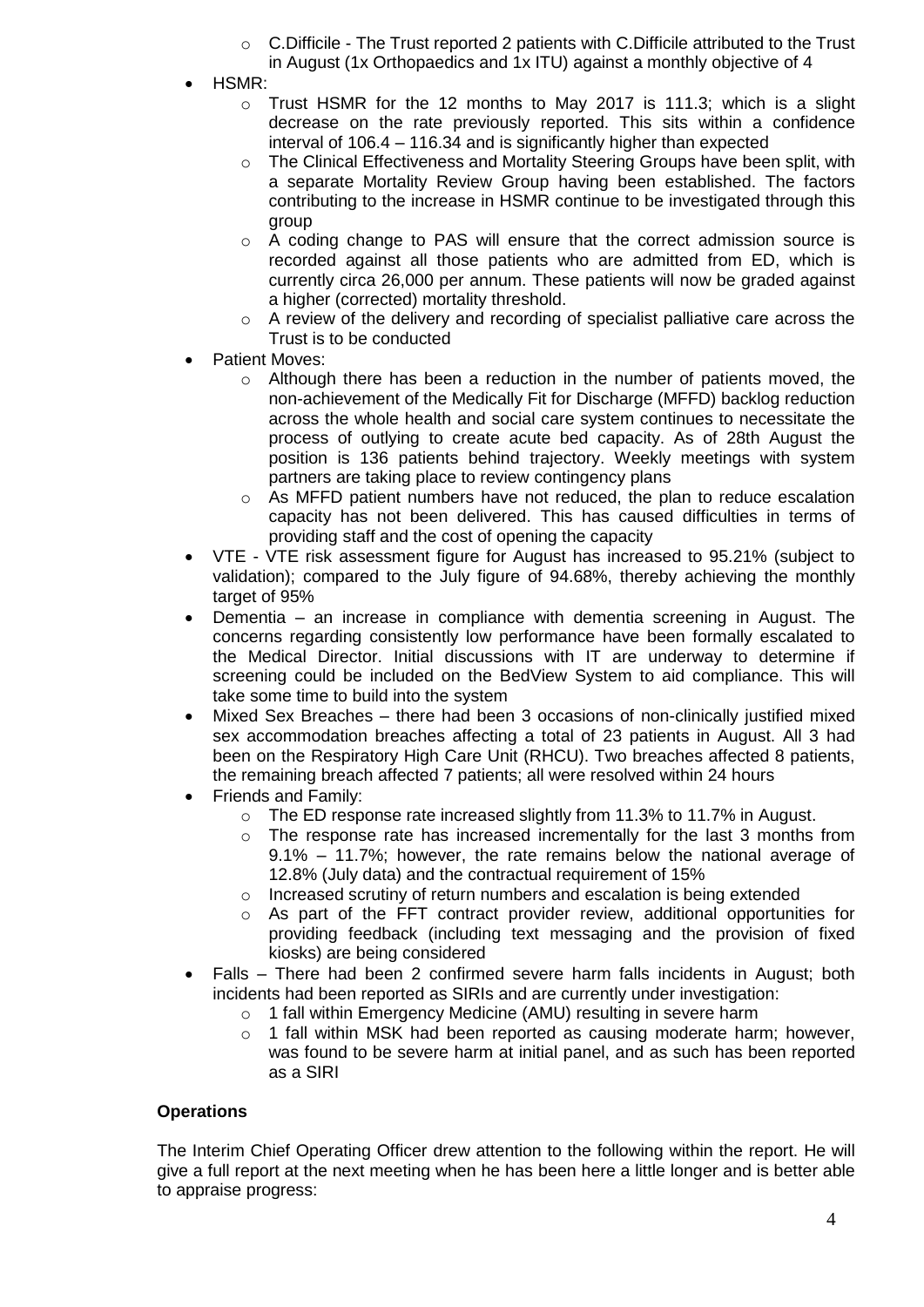- C.Difficile - The Trust reported 2 patients with C.Difficile attributed to the Trust in August (1x Orthopaedics and 1x ITU) against a monthly objective of 4
- HSMR:
  - Trust HSMR for the 12 months to May 2017 is 111.3; which is a slight decrease on the rate previously reported. This sits within a confidence interval of 106.4 – 116.34 and is significantly higher than expected
  - The Clinical Effectiveness and Mortality Steering Groups have been split, with a separate Mortality Review Group having been established. The factors contributing to the increase in HSMR continue to be investigated through this group
  - A coding change to PAS will ensure that the correct admission source is recorded against all those patients who are admitted from ED, which is currently circa 26,000 per annum. These patients will now be graded against a higher (corrected) mortality threshold.
  - A review of the delivery and recording of specialist palliative care across the Trust is to be conducted
- Patient Moves:
  - Although there has been a reduction in the number of patients moved, the non-achievement of the Medically Fit for Discharge (MFFD) backlog reduction across the whole health and social care system continues to necessitate the process of outlying to create acute bed capacity. As of 28th August the position is 136 patients behind trajectory. Weekly meetings with system partners are taking place to review contingency plans
  - As MFFD patient numbers have not reduced, the plan to reduce escalation capacity has not been delivered. This has caused difficulties in terms of providing staff and the cost of opening the capacity
- VTE - VTE risk assessment figure for August has increased to 95.21% (subject to validation); compared to the July figure of 94.68%, thereby achieving the monthly target of 95%
- Dementia – an increase in compliance with dementia screening in August. The concerns regarding consistently low performance have been formally escalated to the Medical Director. Initial discussions with IT are underway to determine if screening could be included on the BedView System to aid compliance. This will take some time to build into the system
- Mixed Sex Breaches – there had been 3 occasions of non-clinically justified mixed sex accommodation breaches affecting a total of 23 patients in August. All 3 had been on the Respiratory High Care Unit (RHCU). Two breaches affected 8 patients, the remaining breach affected 7 patients; all were resolved within 24 hours
- Friends and Family:
  - The ED response rate increased slightly from 11.3% to 11.7% in August.
  - The response rate has increased incrementally for the last 3 months from 9.1% – 11.7%; however, the rate remains below the national average of 12.8% (July data) and the contractual requirement of 15%
  - Increased scrutiny of return numbers and escalation is being extended
  - As part of the FFT contract provider review, additional opportunities for providing feedback (including text messaging and the provision of fixed kiosks) are being considered
- Falls – There had been 2 confirmed severe harm falls incidents in August; both incidents had been reported as SIRIs and are currently under investigation:
  - 1 fall within Emergency Medicine (AMU) resulting in severe harm
  - 1 fall within MSK had been reported as causing moderate harm; however, was found to be severe harm at initial panel, and as such has been reported as a SIRI

**Operations**

The Interim Chief Operating Officer drew attention to the following within the report. He will give a full report at the next meeting when he has been here a little longer and is better able to appraise progress: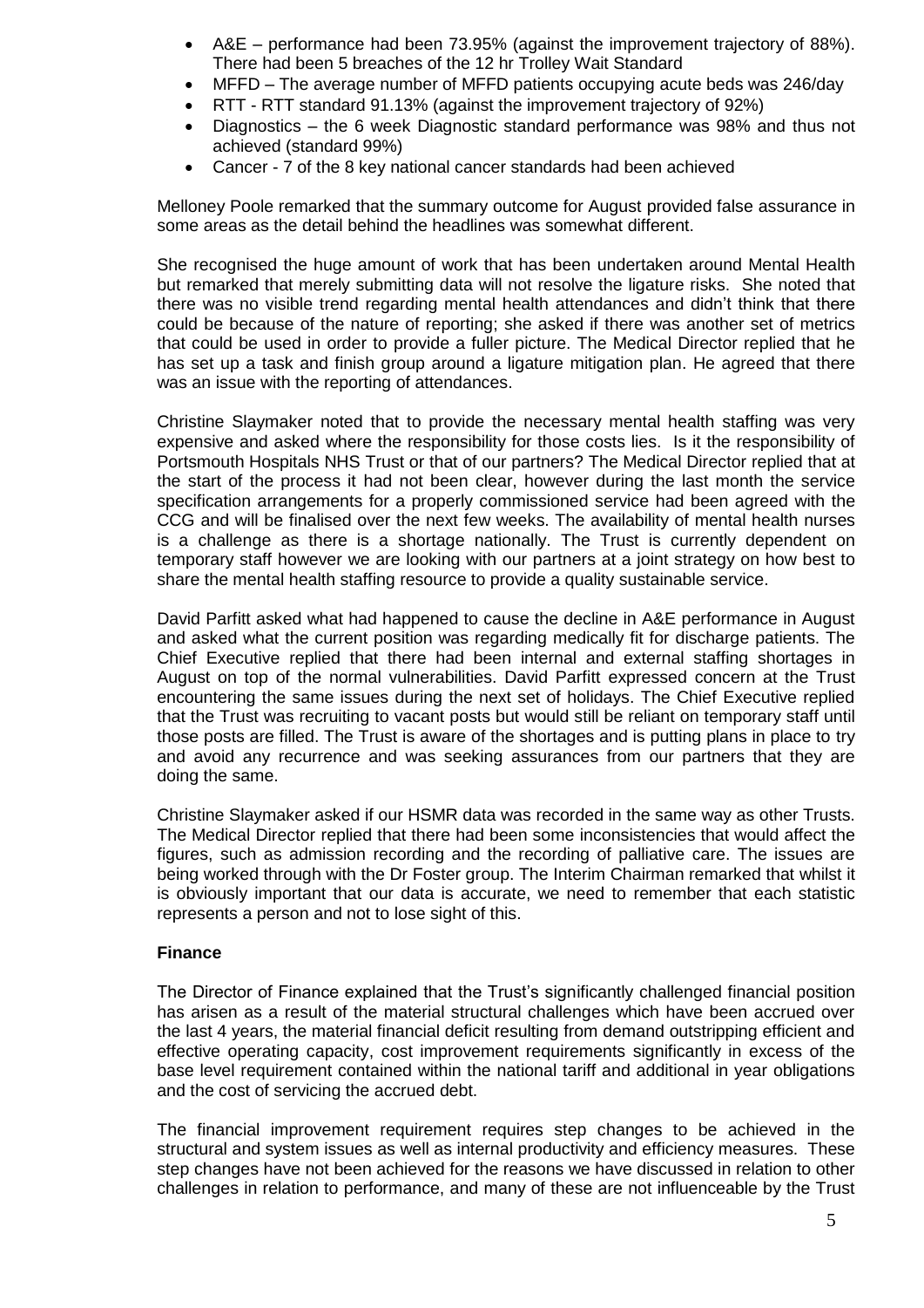- A&E – performance had been 73.95% (against the improvement trajectory of 88%). There had been 5 breaches of the 12 hr Trolley Wait Standard
- MFFD – The average number of MFFD patients occupying acute beds was 246/day
- RTT - RTT standard 91.13% (against the improvement trajectory of 92%)
- Diagnostics – the 6 week Diagnostic standard performance was 98% and thus not achieved (standard 99%)
- Cancer - 7 of the 8 key national cancer standards had been achieved

Melloney Poole remarked that the summary outcome for August provided false assurance in some areas as the detail behind the headlines was somewhat different.

She recognised the huge amount of work that has been undertaken around Mental Health but remarked that merely submitting data will not resolve the ligature risks. She noted that there was no visible trend regarding mental health attendances and didn't think that there could be because of the nature of reporting; she asked if there was another set of metrics that could be used in order to provide a fuller picture. The Medical Director replied that he has set up a task and finish group around a ligature mitigation plan. He agreed that there was an issue with the reporting of attendances.

Christine Slaymaker noted that to provide the necessary mental health staffing was very expensive and asked where the responsibility for those costs lies. Is it the responsibility of Portsmouth Hospitals NHS Trust or that of our partners? The Medical Director replied that at the start of the process it had not been clear, however during the last month the service specification arrangements for a properly commissioned service had been agreed with the CCG and will be finalised over the next few weeks. The availability of mental health nurses is a challenge as there is a shortage nationally. The Trust is currently dependent on temporary staff however we are looking with our partners at a joint strategy on how best to share the mental health staffing resource to provide a quality sustainable service.

David Parfitt asked what had happened to cause the decline in A&E performance in August and asked what the current position was regarding medically fit for discharge patients. The Chief Executive replied that there had been internal and external staffing shortages in August on top of the normal vulnerabilities. David Parfitt expressed concern at the Trust encountering the same issues during the next set of holidays. The Chief Executive replied that the Trust was recruiting to vacant posts but would still be reliant on temporary staff until those posts are filled. The Trust is aware of the shortages and is putting plans in place to try and avoid any recurrence and was seeking assurances from our partners that they are doing the same.

Christine Slaymaker asked if our HSMR data was recorded in the same way as other Trusts. The Medical Director replied that there had been some inconsistencies that would affect the figures, such as admission recording and the recording of palliative care. The issues are being worked through with the Dr Foster group. The Interim Chairman remarked that whilst it is obviously important that our data is accurate, we need to remember that each statistic represents a person and not to lose sight of this.

**Finance**

The Director of Finance explained that the Trust's significantly challenged financial position has arisen as a result of the material structural challenges which have been accrued over the last 4 years, the material financial deficit resulting from demand outstripping efficient and effective operating capacity, cost improvement requirements significantly in excess of the base level requirement contained within the national tariff and additional in year obligations and the cost of servicing the accrued debt.

The financial improvement requirement requires step changes to be achieved in the structural and system issues as well as internal productivity and efficiency measures. These step changes have not been achieved for the reasons we have discussed in relation to other challenges in relation to performance, and many of these are not influenceable by the Trust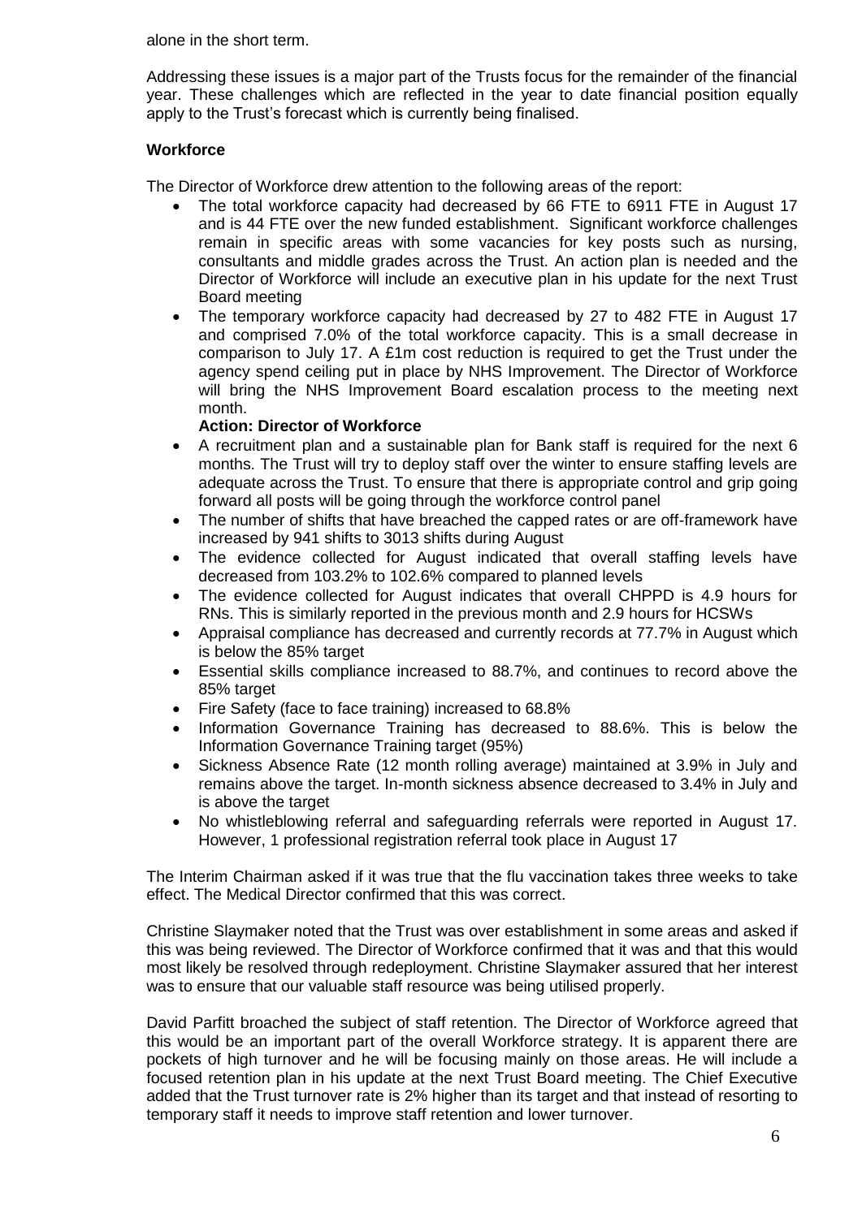alone in the short term.

Addressing these issues is a major part of the Trusts focus for the remainder of the financial year. These challenges which are reflected in the year to date financial position equally apply to the Trust's forecast which is currently being finalised.

**Workforce**

The Director of Workforce drew attention to the following areas of the report:

- The total workforce capacity had decreased by 66 FTE to 6911 FTE in August 17 and is 44 FTE over the new funded establishment. Significant workforce challenges remain in specific areas with some vacancies for key posts such as nursing, consultants and middle grades across the Trust. An action plan is needed and the Director of Workforce will include an executive plan in his update for the next Trust Board meeting
- The temporary workforce capacity had decreased by 27 to 482 FTE in August 17 and comprised 7.0% of the total workforce capacity. This is a small decrease in comparison to July 17. A £1m cost reduction is required to get the Trust under the agency spend ceiling put in place by NHS Improvement. The Director of Workforce will bring the NHS Improvement Board escalation process to the meeting next month.
  **Action: Director of Workforce**
- A recruitment plan and a sustainable plan for Bank staff is required for the next 6 months. The Trust will try to deploy staff over the winter to ensure staffing levels are adequate across the Trust. To ensure that there is appropriate control and grip going forward all posts will be going through the workforce control panel
- The number of shifts that have breached the capped rates or are off-framework have increased by 941 shifts to 3013 shifts during August
- The evidence collected for August indicated that overall staffing levels have decreased from 103.2% to 102.6% compared to planned levels
- The evidence collected for August indicates that overall CHPPD is 4.9 hours for RNs. This is similarly reported in the previous month and 2.9 hours for HCSWs
- Appraisal compliance has decreased and currently records at 77.7% in August which is below the 85% target
- Essential skills compliance increased to 88.7%, and continues to record above the 85% target
- Fire Safety (face to face training) increased to 68.8%
- Information Governance Training has decreased to 88.6%. This is below the Information Governance Training target (95%)
- Sickness Absence Rate (12 month rolling average) maintained at 3.9% in July and remains above the target. In-month sickness absence decreased to 3.4% in July and is above the target
- No whistleblowing referral and safeguarding referrals were reported in August 17. However, 1 professional registration referral took place in August 17

The Interim Chairman asked if it was true that the flu vaccination takes three weeks to take effect. The Medical Director confirmed that this was correct.

Christine Slaymaker noted that the Trust was over establishment in some areas and asked if this was being reviewed. The Director of Workforce confirmed that it was and that this would most likely be resolved through redeployment. Christine Slaymaker assured that her interest was to ensure that our valuable staff resource was being utilised properly.

David Parfitt broached the subject of staff retention. The Director of Workforce agreed that this would be an important part of the overall Workforce strategy. It is apparent there are pockets of high turnover and he will be focusing mainly on those areas. He will include a focused retention plan in his update at the next Trust Board meeting. The Chief Executive added that the Trust turnover rate is 2% higher than its target and that instead of resorting to temporary staff it needs to improve staff retention and lower turnover.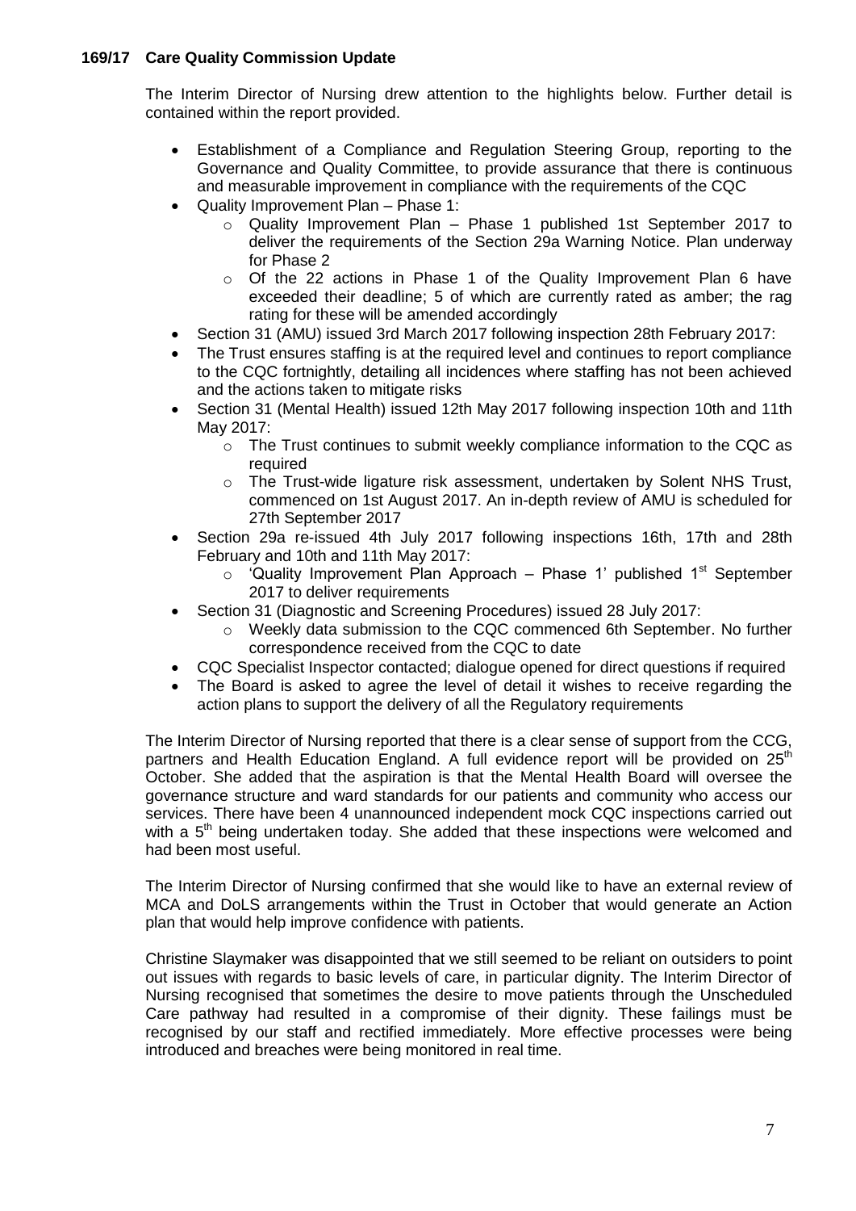### 169/17 Care Quality Commission Update

The Interim Director of Nursing drew attention to the highlights below. Further detail is contained within the report provided.

- Establishment of a Compliance and Regulation Steering Group, reporting to the Governance and Quality Committee, to provide assurance that there is continuous and measurable improvement in compliance with the requirements of the CQC
- Quality Improvement Plan – Phase 1:
  - Quality Improvement Plan – Phase 1 published 1st September 2017 to deliver the requirements of the Section 29a Warning Notice. Plan underway for Phase 2
  - Of the 22 actions in Phase 1 of the Quality Improvement Plan 6 have exceeded their deadline; 5 of which are currently rated as amber; the rag rating for these will be amended accordingly
- Section 31 (AMU) issued 3rd March 2017 following inspection 28th February 2017:
- The Trust ensures staffing is at the required level and continues to report compliance to the CQC fortnightly, detailing all incidences where staffing has not been achieved and the actions taken to mitigate risks
- Section 31 (Mental Health) issued 12th May 2017 following inspection 10th and 11th May 2017:
  - The Trust continues to submit weekly compliance information to the CQC as required
  - The Trust-wide ligature risk assessment, undertaken by Solent NHS Trust, commenced on 1st August 2017. An in-depth review of AMU is scheduled for 27th September 2017
- Section 29a re-issued 4th July 2017 following inspections 16th, 17th and 28th February and 10th and 11th May 2017:
  - 'Quality Improvement Plan Approach – Phase 1' published 1st September 2017 to deliver requirements
- Section 31 (Diagnostic and Screening Procedures) issued 28 July 2017:
  - Weekly data submission to the CQC commenced 6th September. No further correspondence received from the CQC to date
- CQC Specialist Inspector contacted; dialogue opened for direct questions if required
- The Board is asked to agree the level of detail it wishes to receive regarding the action plans to support the delivery of all the Regulatory requirements

The Interim Director of Nursing reported that there is a clear sense of support from the CCG, partners and Health Education England. A full evidence report will be provided on 25th October. She added that the aspiration is that the Mental Health Board will oversee the governance structure and ward standards for our patients and community who access our services. There have been 4 unannounced independent mock CQC inspections carried out with a 5th being undertaken today. She added that these inspections were welcomed and had been most useful.

The Interim Director of Nursing confirmed that she would like to have an external review of MCA and DoLS arrangements within the Trust in October that would generate an Action plan that would help improve confidence with patients.

Christine Slaymaker was disappointed that we still seemed to be reliant on outsiders to point out issues with regards to basic levels of care, in particular dignity. The Interim Director of Nursing recognised that sometimes the desire to move patients through the Unscheduled Care pathway had resulted in a compromise of their dignity. These failings must be recognised by our staff and rectified immediately. More effective processes were being introduced and breaches were being monitored in real time.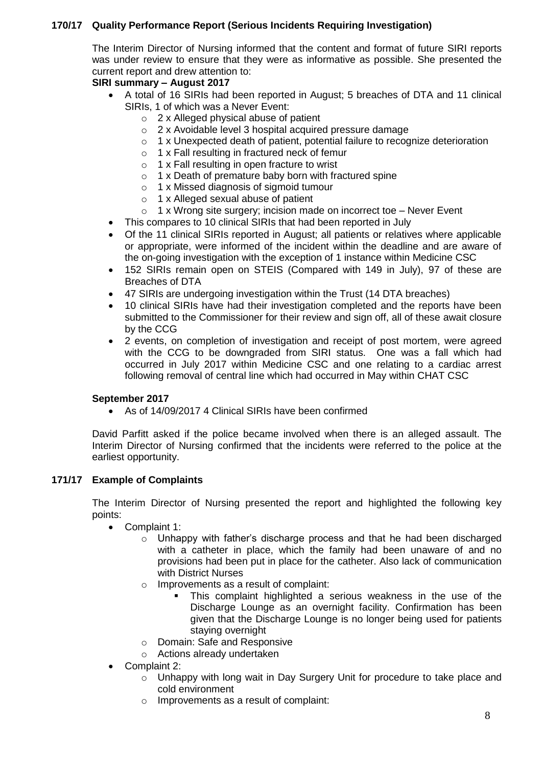## 170/17 Quality Performance Report (Serious Incidents Requiring Investigation)

The Interim Director of Nursing informed that the content and format of future SIRI reports was under review to ensure that they were as informative as possible. She presented the current report and drew attention to:

**SIRI summary – August 2017**

- A total of 16 SIRIs had been reported in August; 5 breaches of DTA and 11 clinical SIRIs, 1 of which was a Never Event:
  - 2 x Alleged physical abuse of patient
  - 2 x Avoidable level 3 hospital acquired pressure damage
  - 1 x Unexpected death of patient, potential failure to recognize deterioration
  - 1 x Fall resulting in fractured neck of femur
  - 1 x Fall resulting in open fracture to wrist
  - 1 x Death of premature baby born with fractured spine
  - 1 x Missed diagnosis of sigmoid tumour
  - 1 x Alleged sexual abuse of patient
  - 1 x Wrong site surgery; incision made on incorrect toe – Never Event
- This compares to 10 clinical SIRIs that had been reported in July
- Of the 11 clinical SIRIs reported in August; all patients or relatives where applicable or appropriate, were informed of the incident within the deadline and are aware of the on-going investigation with the exception of 1 instance within Medicine CSC
- 152 SIRIs remain open on STEIS (Compared with 149 in July), 97 of these are Breaches of DTA
- 47 SIRIs are undergoing investigation within the Trust (14 DTA breaches)
- 10 clinical SIRIs have had their investigation completed and the reports have been submitted to the Commissioner for their review and sign off, all of these await closure by the CCG
- 2 events, on completion of investigation and receipt of post mortem, were agreed with the CCG to be downgraded from SIRI status. One was a fall which had occurred in July 2017 within Medicine CSC and one relating to a cardiac arrest following removal of central line which had occurred in May within CHAT CSC

**September 2017**

- As of 14/09/2017 4 Clinical SIRIs have been confirmed

David Parfitt asked if the police became involved when there is an alleged assault. The Interim Director of Nursing confirmed that the incidents were referred to the police at the earliest opportunity.

## 171/17 Example of Complaints

The Interim Director of Nursing presented the report and highlighted the following key points:

- Complaint 1:
  - Unhappy with father's discharge process and that he had been discharged with a catheter in place, which the family had been unaware of and no provisions had been put in place for the catheter. Also lack of communication with District Nurses
  - Improvements as a result of complaint:
    - This complaint highlighted a serious weakness in the use of the Discharge Lounge as an overnight facility. Confirmation has been given that the Discharge Lounge is no longer being used for patients staying overnight
  - Domain: Safe and Responsive
  - Actions already undertaken
- Complaint 2:
  - Unhappy with long wait in Day Surgery Unit for procedure to take place and cold environment
  - Improvements as a result of complaint: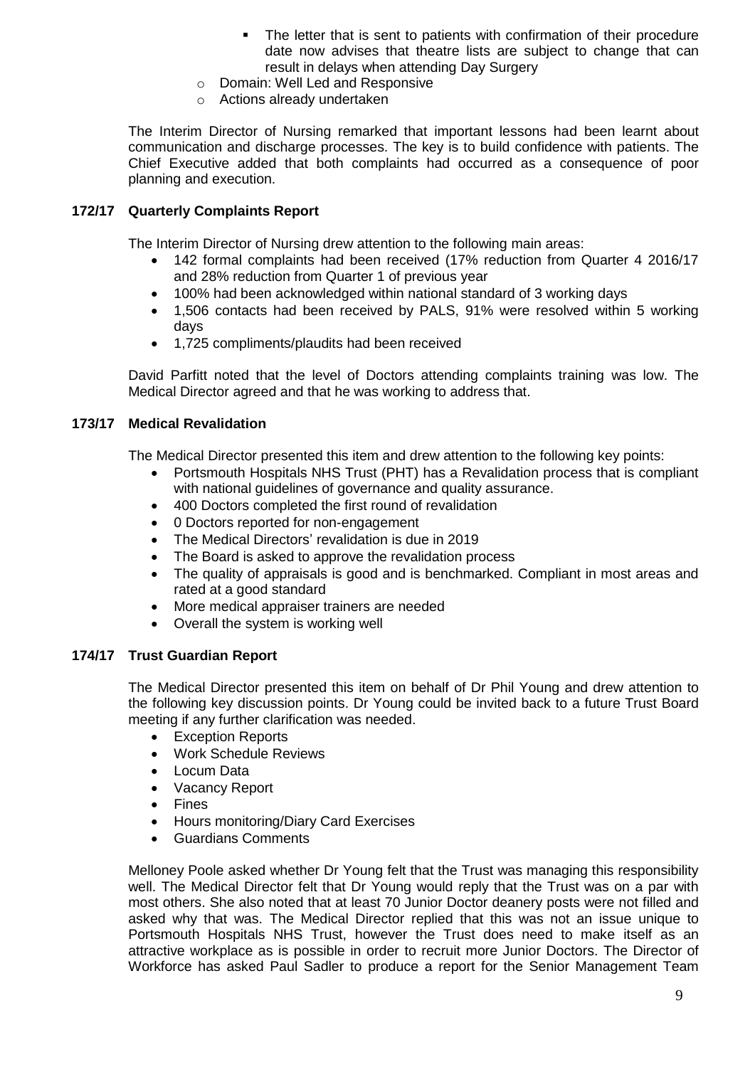- The letter that is sent to patients with confirmation of their procedure date now advises that theatre lists are subject to change that can result in delays when attending Day Surgery
    - Domain: Well Led and Responsive
    - Actions already undertaken

The Interim Director of Nursing remarked that important lessons had been learnt about communication and discharge processes. The key is to build confidence with patients. The Chief Executive added that both complaints had occurred as a consequence of poor planning and execution.

**172/17 Quarterly Complaints Report**

The Interim Director of Nursing drew attention to the following main areas:

- 142 formal complaints had been received (17% reduction from Quarter 4 2016/17 and 28% reduction from Quarter 1 of previous year
- 100% had been acknowledged within national standard of 3 working days
- 1,506 contacts had been received by PALS, 91% were resolved within 5 working days
- 1,725 compliments/plaudits had been received

David Parfitt noted that the level of Doctors attending complaints training was low. The Medical Director agreed and that he was working to address that.

**173/17 Medical Revalidation**

The Medical Director presented this item and drew attention to the following key points:

- Portsmouth Hospitals NHS Trust (PHT) has a Revalidation process that is compliant with national guidelines of governance and quality assurance.
- 400 Doctors completed the first round of revalidation
- 0 Doctors reported for non-engagement
- The Medical Directors' revalidation is due in 2019
- The Board is asked to approve the revalidation process
- The quality of appraisals is good and is benchmarked. Compliant in most areas and rated at a good standard
- More medical appraiser trainers are needed
- Overall the system is working well

**174/17 Trust Guardian Report**

The Medical Director presented this item on behalf of Dr Phil Young and drew attention to the following key discussion points. Dr Young could be invited back to a future Trust Board meeting if any further clarification was needed.

- Exception Reports
- Work Schedule Reviews
- Locum Data
- Vacancy Report
- Fines
- Hours monitoring/Diary Card Exercises
- Guardians Comments

Melloney Poole asked whether Dr Young felt that the Trust was managing this responsibility well. The Medical Director felt that Dr Young would reply that the Trust was on a par with most others. She also noted that at least 70 Junior Doctor deanery posts were not filled and asked why that was. The Medical Director replied that this was not an issue unique to Portsmouth Hospitals NHS Trust, however the Trust does need to make itself as an attractive workplace as is possible in order to recruit more Junior Doctors. The Director of Workforce has asked Paul Sadler to produce a report for the Senior Management Team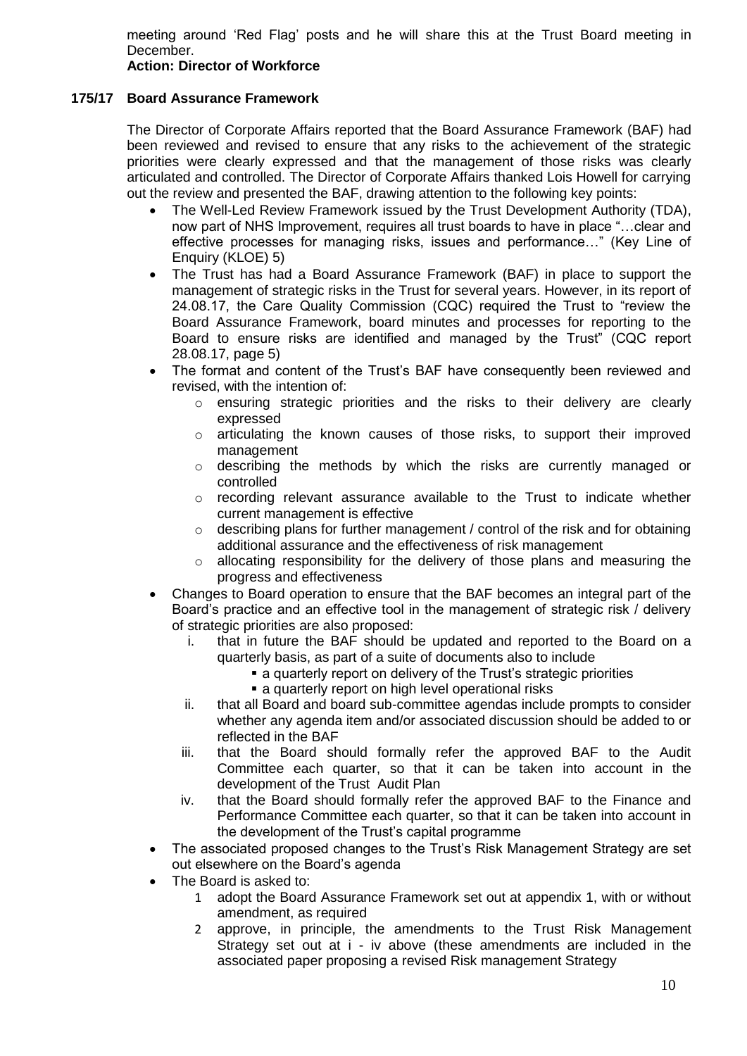meeting around 'Red Flag' posts and he will share this at the Trust Board meeting in December.

**Action: Director of Workforce**

**175/17 Board Assurance Framework**

The Director of Corporate Affairs reported that the Board Assurance Framework (BAF) had been reviewed and revised to ensure that any risks to the achievement of the strategic priorities were clearly expressed and that the management of those risks was clearly articulated and controlled. The Director of Corporate Affairs thanked Lois Howell for carrying out the review and presented the BAF, drawing attention to the following key points:

- The Well-Led Review Framework issued by the Trust Development Authority (TDA), now part of NHS Improvement, requires all trust boards to have in place "…clear and effective processes for managing risks, issues and performance…" (Key Line of Enquiry (KLOE) 5)
- The Trust has had a Board Assurance Framework (BAF) in place to support the management of strategic risks in the Trust for several years. However, in its report of 24.08.17, the Care Quality Commission (CQC) required the Trust to "review the Board Assurance Framework, board minutes and processes for reporting to the Board to ensure risks are identified and managed by the Trust" (CQC report 28.08.17, page 5)
- The format and content of the Trust's BAF have consequently been reviewed and revised, with the intention of:
    - ensuring strategic priorities and the risks to their delivery are clearly expressed
    - articulating the known causes of those risks, to support their improved management
    - describing the methods by which the risks are currently managed or controlled
    - recording relevant assurance available to the Trust to indicate whether current management is effective
    - describing plans for further management / control of the risk and for obtaining additional assurance and the effectiveness of risk management
    - allocating responsibility for the delivery of those plans and measuring the progress and effectiveness
- Changes to Board operation to ensure that the BAF becomes an integral part of the Board's practice and an effective tool in the management of strategic risk / delivery of strategic priorities are also proposed:
    1. that in future the BAF should be updated and reported to the Board on a quarterly basis, as part of a suite of documents also to include
        - a quarterly report on delivery of the Trust's strategic priorities
        - a quarterly report on high level operational risks
    2. that all Board and board sub-committee agendas include prompts to consider whether any agenda item and/or associated discussion should be added to or reflected in the BAF
    3. that the Board should formally refer the approved BAF to the Audit Committee each quarter, so that it can be taken into account in the development of the Trust Audit Plan
    4. that the Board should formally refer the approved BAF to the Finance and Performance Committee each quarter, so that it can be taken into account in the development of the Trust's capital programme
- The associated proposed changes to the Trust's Risk Management Strategy are set out elsewhere on the Board's agenda
- The Board is asked to:
    1. adopt the Board Assurance Framework set out at appendix 1, with or without amendment, as required
    2. approve, in principle, the amendments to the Trust Risk Management Strategy set out at i - iv above (these amendments are included in the associated paper proposing a revised Risk management Strategy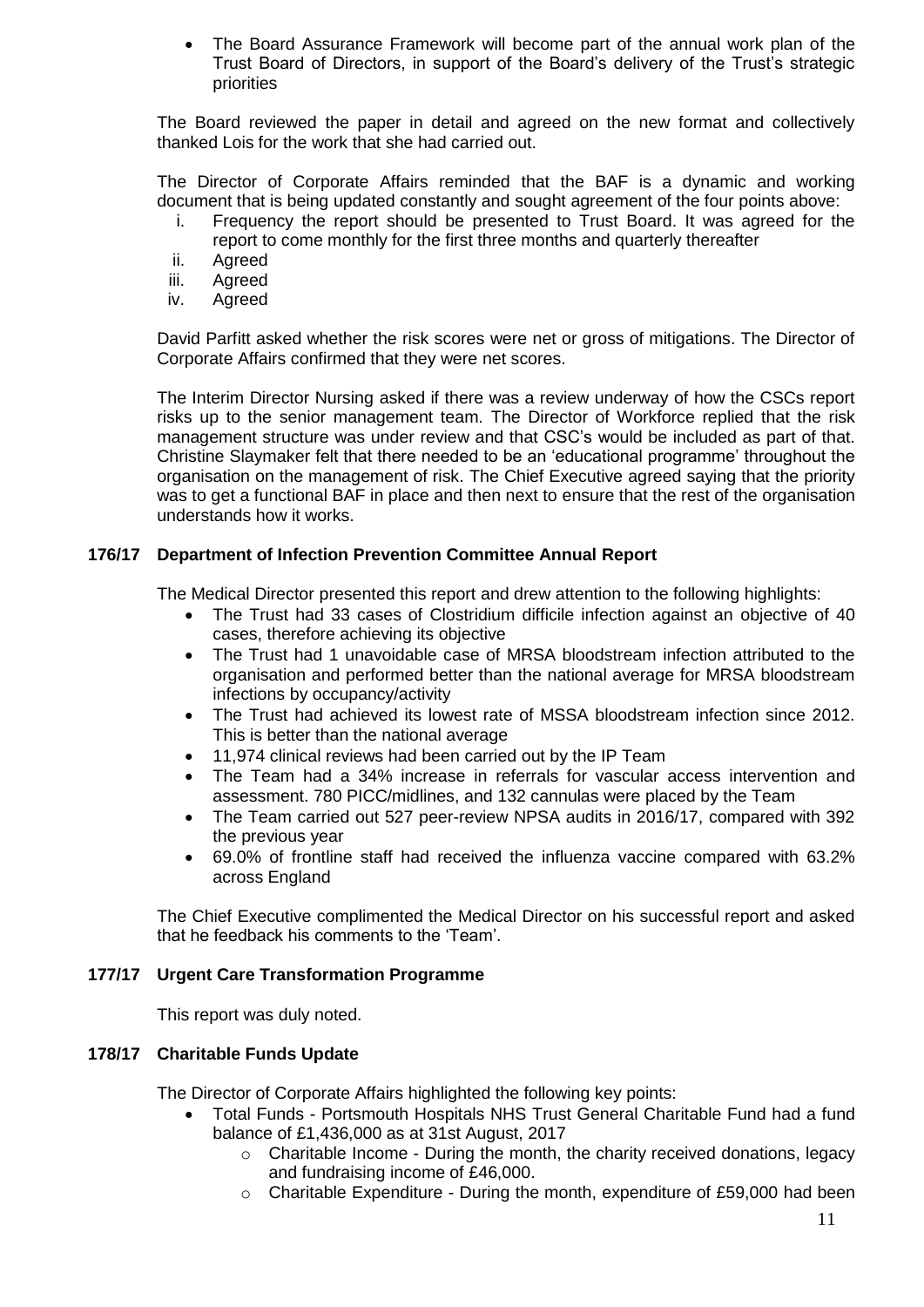- The Board Assurance Framework will become part of the annual work plan of the Trust Board of Directors, in support of the Board's delivery of the Trust's strategic priorities

The Board reviewed the paper in detail and agreed on the new format and collectively thanked Lois for the work that she had carried out.

The Director of Corporate Affairs reminded that the BAF is a dynamic and working document that is being updated constantly and sought agreement of the four points above:

i. Frequency the report should be presented to Trust Board. It was agreed for the report to come monthly for the first three months and quarterly thereafter
ii. Agreed
iii. Agreed
iv. Agreed

David Parfitt asked whether the risk scores were net or gross of mitigations. The Director of Corporate Affairs confirmed that they were net scores.

The Interim Director Nursing asked if there was a review underway of how the CSCs report risks up to the senior management team. The Director of Workforce replied that the risk management structure was under review and that CSC's would be included as part of that. Christine Slaymaker felt that there needed to be an 'educational programme' throughout the organisation on the management of risk. The Chief Executive agreed saying that the priority was to get a functional BAF in place and then next to ensure that the rest of the organisation understands how it works.

### 176/17 Department of Infection Prevention Committee Annual Report

The Medical Director presented this report and drew attention to the following highlights:

- The Trust had 33 cases of Clostridium difficile infection against an objective of 40 cases, therefore achieving its objective
- The Trust had 1 unavoidable case of MRSA bloodstream infection attributed to the organisation and performed better than the national average for MRSA bloodstream infections by occupancy/activity
- The Trust had achieved its lowest rate of MSSA bloodstream infection since 2012. This is better than the national average
- 11,974 clinical reviews had been carried out by the IP Team
- The Team had a 34% increase in referrals for vascular access intervention and assessment. 780 PICC/midlines, and 132 cannulas were placed by the Team
- The Team carried out 527 peer-review NPSA audits in 2016/17, compared with 392 the previous year
- 69.0% of frontline staff had received the influenza vaccine compared with 63.2% across England

The Chief Executive complimented the Medical Director on his successful report and asked that he feedback his comments to the 'Team'.

### 177/17 Urgent Care Transformation Programme

This report was duly noted.

### 178/17 Charitable Funds Update

The Director of Corporate Affairs highlighted the following key points:

- Total Funds - Portsmouth Hospitals NHS Trust General Charitable Fund had a fund balance of £1,436,000 as at 31st August, 2017
  - Charitable Income - During the month, the charity received donations, legacy and fundraising income of £46,000.
  - Charitable Expenditure - During the month, expenditure of £59,000 had been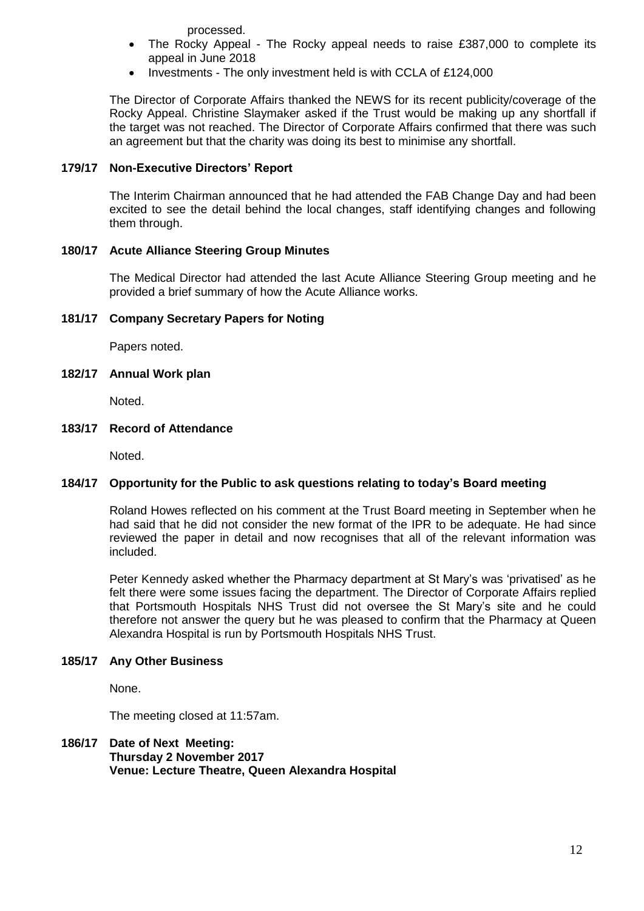processed.

- The Rocky Appeal - The Rocky appeal needs to raise £387,000 to complete its appeal in June 2018
- Investments - The only investment held is with CCLA of £124,000

The Director of Corporate Affairs thanked the NEWS for its recent publicity/coverage of the Rocky Appeal. Christine Slaymaker asked if the Trust would be making up any shortfall if the target was not reached. The Director of Corporate Affairs confirmed that there was such an agreement but that the charity was doing its best to minimise any shortfall.

**179/17 Non-Executive Directors' Report**

The Interim Chairman announced that he had attended the FAB Change Day and had been excited to see the detail behind the local changes, staff identifying changes and following them through.

**180/17 Acute Alliance Steering Group Minutes**

The Medical Director had attended the last Acute Alliance Steering Group meeting and he provided a brief summary of how the Acute Alliance works.

**181/17 Company Secretary Papers for Noting**

Papers noted.

**182/17 Annual Work plan**

Noted.

**183/17 Record of Attendance**

Noted.

**184/17 Opportunity for the Public to ask questions relating to today's Board meeting**

Roland Howes reflected on his comment at the Trust Board meeting in September when he had said that he did not consider the new format of the IPR to be adequate. He had since reviewed the paper in detail and now recognises that all of the relevant information was included.

Peter Kennedy asked whether the Pharmacy department at St Mary's was 'privatised' as he felt there were some issues facing the department. The Director of Corporate Affairs replied that Portsmouth Hospitals NHS Trust did not oversee the St Mary's site and he could therefore not answer the query but he was pleased to confirm that the Pharmacy at Queen Alexandra Hospital is run by Portsmouth Hospitals NHS Trust.

**185/17 Any Other Business**

None.

The meeting closed at 11:57am.

**186/17 Date of Next Meeting:**
**Thursday 2 November 2017**
**Venue: Lecture Theatre, Queen Alexandra Hospital**